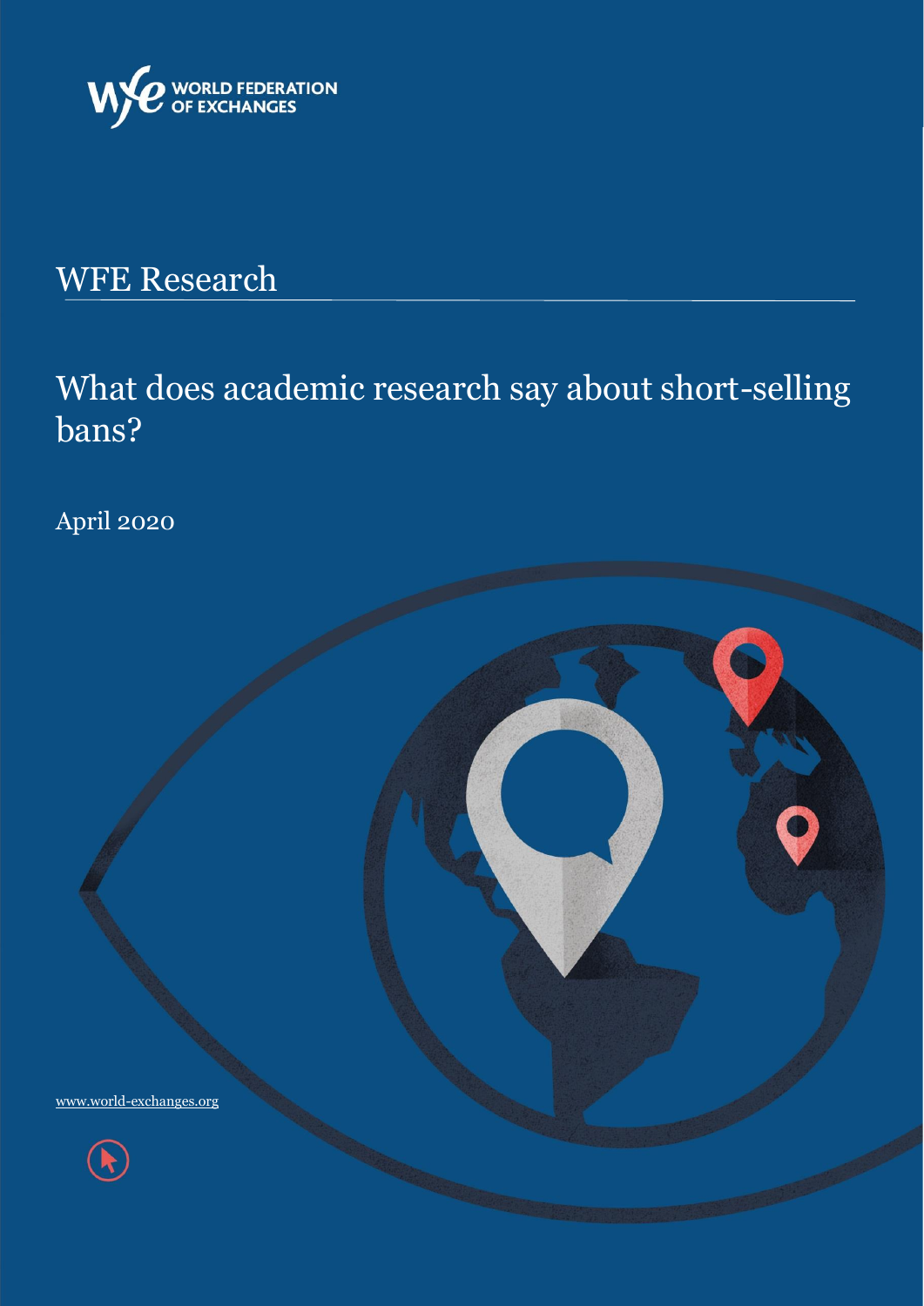WORLD FEDERATION OF EXCHANGES

# WFE Research

## What does academic research say about short-selling bans?

April 2020

www.world-exchanges.org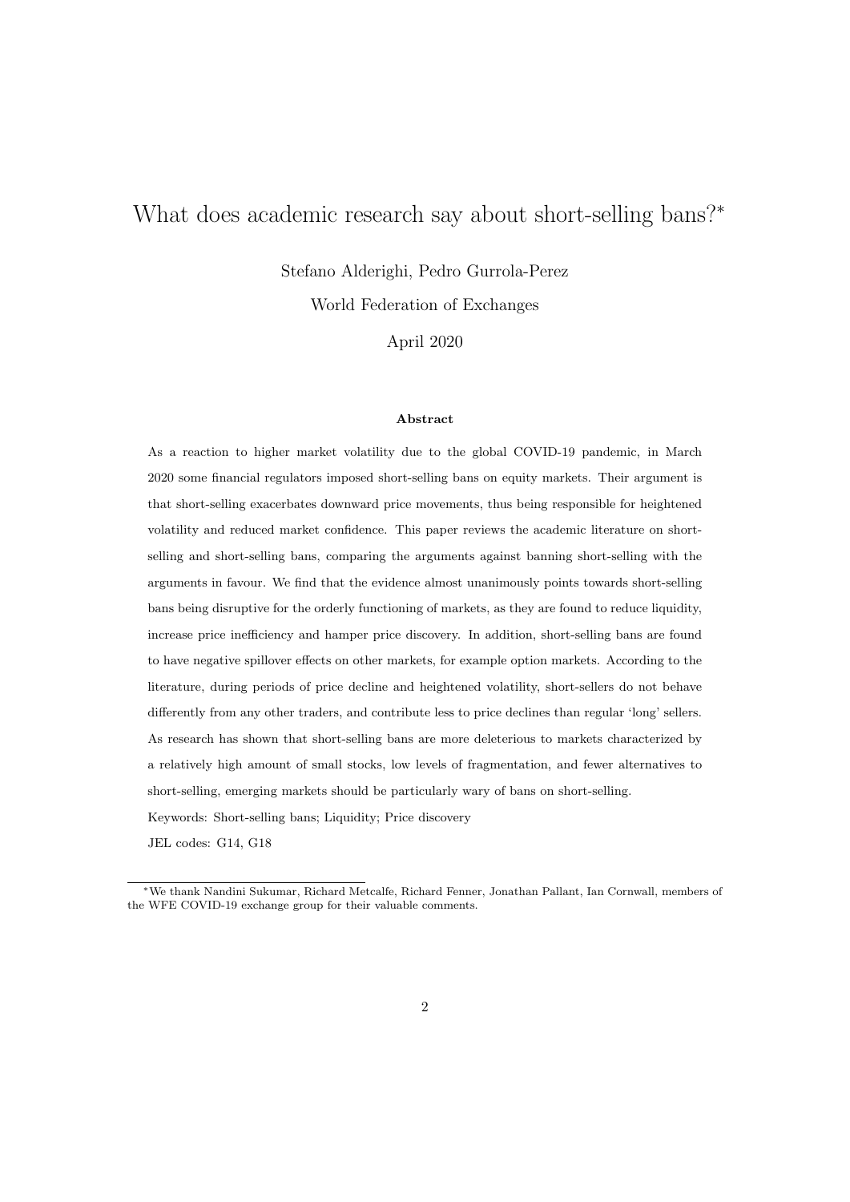# What does academic research say about short-selling bans?*

Stefano Alderighi, Pedro Gurrola-Perez

World Federation of Exchanges

April 2020

**Abstract**

As a reaction to higher market volatility due to the global COVID-19 pandemic, in March 2020 some financial regulators imposed short-selling bans on equity markets. Their argument is that short-selling exacerbates downward price movements, thus being responsible for heightened volatility and reduced market confidence. This paper reviews the academic literature on short-selling and short-selling bans, comparing the arguments against banning short-selling with the arguments in favour. We find that the evidence almost unanimously points towards short-selling bans being disruptive for the orderly functioning of markets, as they are found to reduce liquidity, increase price inefficiency and hamper price discovery. In addition, short-selling bans are found to have negative spillover effects on other markets, for example option markets. According to the literature, during periods of price decline and heightened volatility, short-sellers do not behave differently from any other traders, and contribute less to price declines than regular 'long' sellers. As research has shown that short-selling bans are more deleterious to markets characterized by a relatively high amount of small stocks, low levels of fragmentation, and fewer alternatives to short-selling, emerging markets should be particularly wary of bans on short-selling.

Keywords: Short-selling bans; Liquidity; Price discovery

JEL codes: G14, G18

---

*We thank Nandini Sukumar, Richard Metcalfe, Richard Fenner, Jonathan Pallant, Ian Cornwall, members of the WFE COVID-19 exchange group for their valuable comments.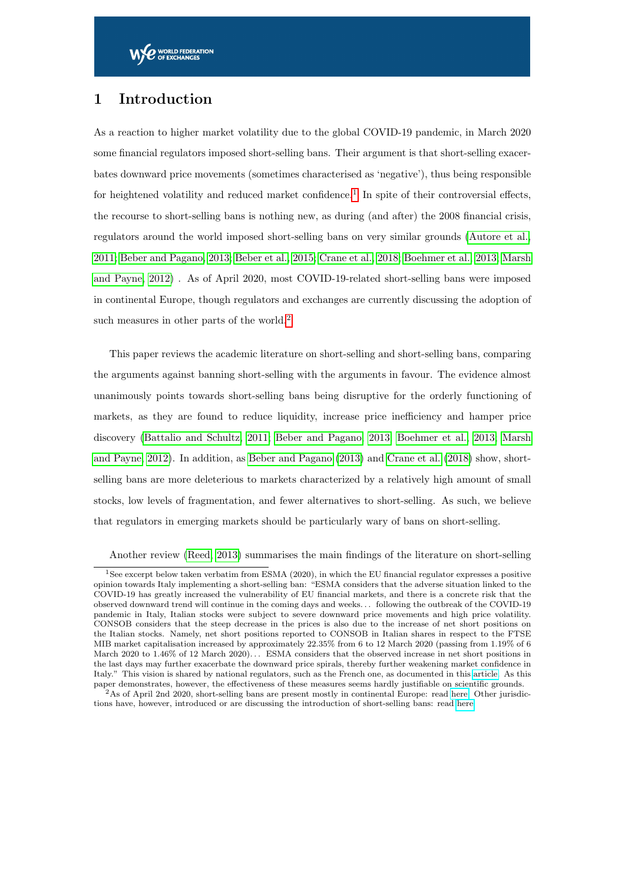# 1 Introduction

As a reaction to higher market volatility due to the global COVID-19 pandemic, in March 2020 some financial regulators imposed short-selling bans. Their argument is that short-selling exacerbates downward price movements (sometimes characterised as 'negative'), thus being responsible for heightened volatility and reduced market confidence.[1] In spite of their controversial effects, the recourse to short-selling bans is nothing new, as during (and after) the 2008 financial crisis, regulators around the world imposed short-selling bans on very similar grounds (Autore et al., 2011; Beber and Pagano, 2013; Beber et al., 2015; Crane et al., 2018; Boehmer et al., 2013; Marsh and Payne, 2012) . As of April 2020, most COVID-19-related short-selling bans were imposed in continental Europe, though regulators and exchanges are currently discussing the adoption of such measures in other parts of the world.[2]

This paper reviews the academic literature on short-selling and short-selling bans, comparing the arguments against banning short-selling with the arguments in favour. The evidence almost unanimously points towards short-selling bans being disruptive for the orderly functioning of markets, as they are found to reduce liquidity, increase price inefficiency and hamper price discovery (Battalio and Schultz, 2011; Beber and Pagano, 2013; Boehmer et al., 2013; Marsh and Payne, 2012). In addition, as Beber and Pagano (2013) and Crane et al. (2018) show, short-selling bans are more deleterious to markets characterized by a relatively high amount of small stocks, low levels of fragmentation, and fewer alternatives to short-selling. As such, we believe that regulators in emerging markets should be particularly wary of bans on short-selling.

Another review (Reed, 2013) summarises the main findings of the literature on short-selling

---

[1] See excerpt below taken verbatim from ESMA (2020), in which the EU financial regulator expresses a positive opinion towards Italy implementing a short-selling ban: "ESMA considers that the adverse situation linked to the COVID-19 has greatly increased the vulnerability of EU financial markets, and there is a concrete risk that the observed downward trend will continue in the coming days and weeks... following the outbreak of the COVID-19 pandemic in Italy, Italian stocks were subject to severe downward price movements and high price volatility. CONSOB considers that the steep decrease in the prices is also due to the increase of net short positions on the Italian stocks. Namely, net short positions reported to CONSOB in Italian shares in respect to the FTSE MIB market capitalisation increased by approximately 22.35% from 6 to 12 March 2020 (passing from 1.19% of 6 March 2020 to 1.46% of 12 March 2020)... ESMA considers that the observed increase in net short positions in the last days may further exacerbate the downward price spirals, thereby further weakening market confidence in Italy." This vision is shared by national regulators, such as the French one, as documented in this article. As this paper demonstrates, however, the effectiveness of these measures seems hardly justifiable on scientific grounds.

[2] As of April 2nd 2020, short-selling bans are present mostly in continental Europe: read here. Other jurisdictions have, however, introduced or are discussing the introduction of short-selling bans: read here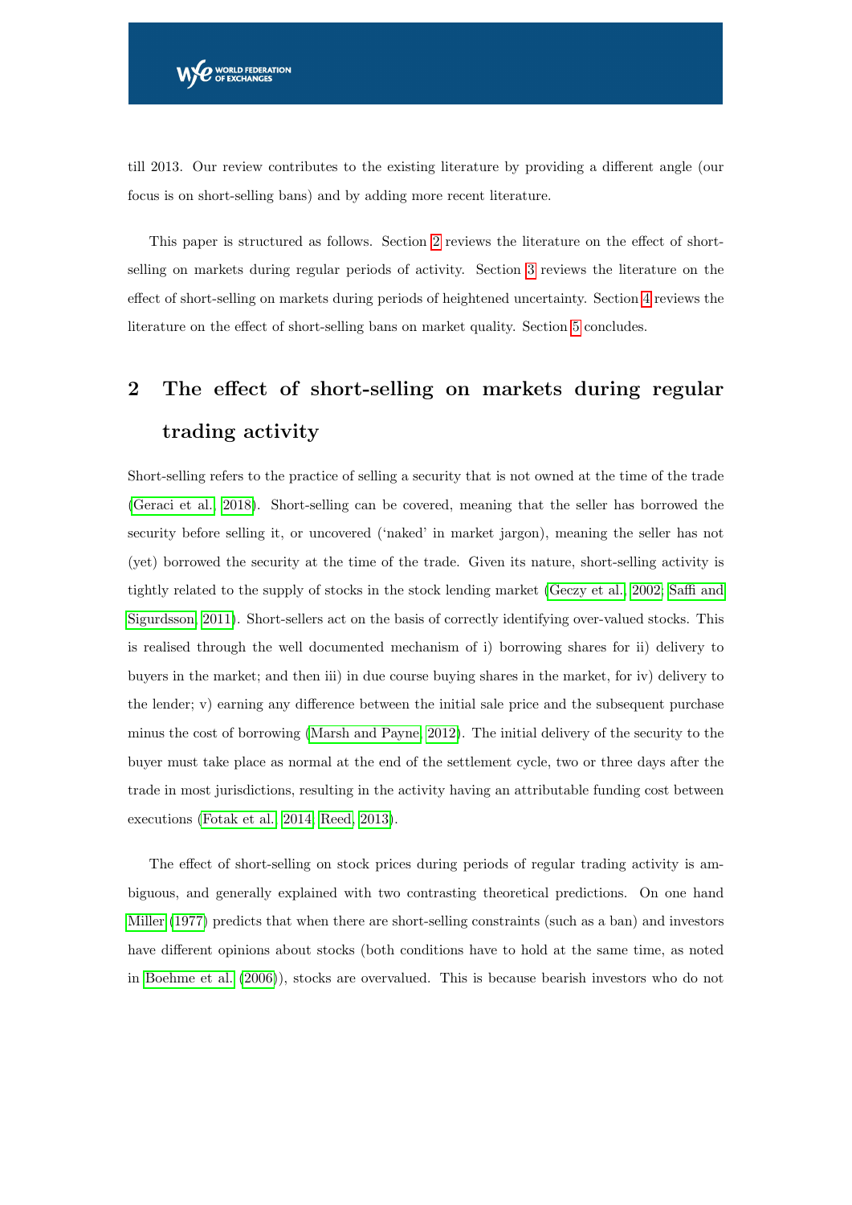till 2013. Our review contributes to the existing literature by providing a different angle (our focus is on short-selling bans) and by adding more recent literature.

This paper is structured as follows. Section 2 reviews the literature on the effect of short-selling on markets during regular periods of activity. Section 3 reviews the literature on the effect of short-selling on markets during periods of heightened uncertainty. Section 4 reviews the literature on the effect of short-selling bans on market quality. Section 5 concludes.

## 2 The effect of short-selling on markets during regular trading activity

Short-selling refers to the practice of selling a security that is not owned at the time of the trade (Geraci et al., 2018). Short-selling can be covered, meaning that the seller has borrowed the security before selling it, or uncovered ('naked' in market jargon), meaning the seller has not (yet) borrowed the security at the time of the trade. Given its nature, short-selling activity is tightly related to the supply of stocks in the stock lending market (Geczy et al., 2002; Saffi and Sigurdsson, 2011). Short-sellers act on the basis of correctly identifying over-valued stocks. This is realised through the well documented mechanism of i) borrowing shares for ii) delivery to buyers in the market; and then iii) in due course buying shares in the market, for iv) delivery to the lender; v) earning any difference between the initial sale price and the subsequent purchase minus the cost of borrowing (Marsh and Payne, 2012). The initial delivery of the security to the buyer must take place as normal at the end of the settlement cycle, two or three days after the trade in most jurisdictions, resulting in the activity having an attributable funding cost between executions (Fotak et al., 2014; Reed, 2013).

The effect of short-selling on stock prices during periods of regular trading activity is ambiguous, and generally explained with two contrasting theoretical predictions. On one hand Miller (1977) predicts that when there are short-selling constraints (such as a ban) and investors have different opinions about stocks (both conditions have to hold at the same time, as noted in Boehme et al. (2006)), stocks are overvalued. This is because bearish investors who do not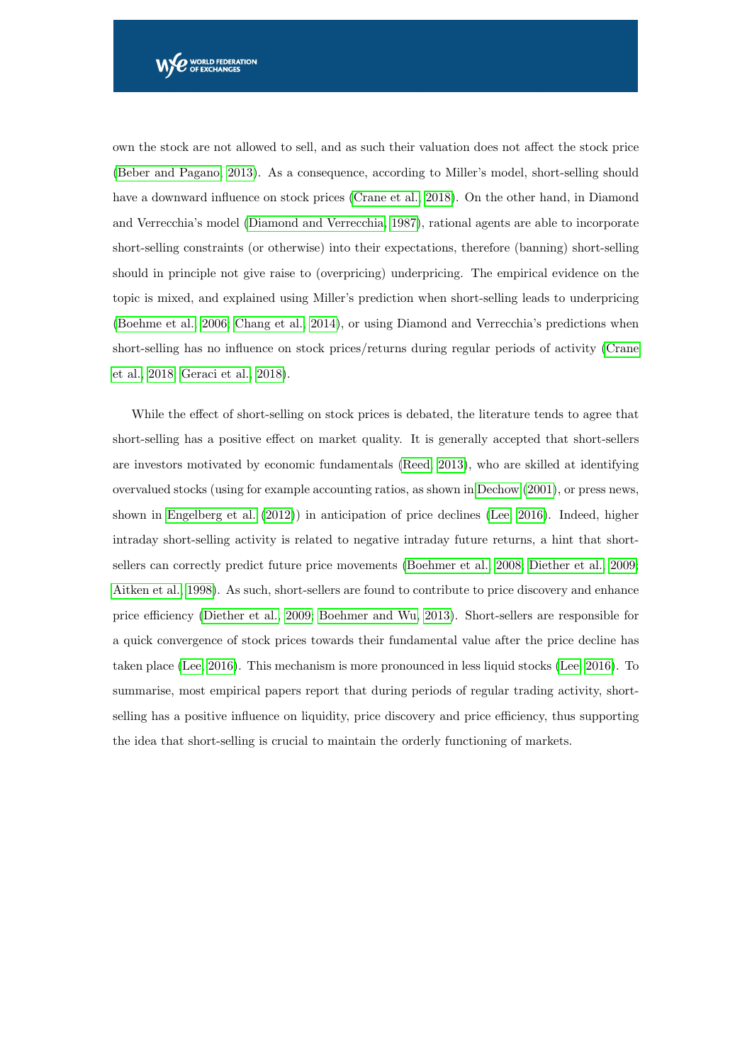own the stock are not allowed to sell, and as such their valuation does not affect the stock price (Beber and Pagano, 2013). As a consequence, according to Miller's model, short-selling should have a downward influence on stock prices (Crane et al., 2018). On the other hand, in Diamond and Verrecchia's model (Diamond and Verrecchia, 1987), rational agents are able to incorporate short-selling constraints (or otherwise) into their expectations, therefore (banning) short-selling should in principle not give raise to (overpricing) underpricing. The empirical evidence on the topic is mixed, and explained using Miller's prediction when short-selling leads to underpricing (Boehme et al., 2006; Chang et al., 2014), or using Diamond and Verrecchia's predictions when short-selling has no influence on stock prices/returns during regular periods of activity (Crane et al., 2018; Geraci et al., 2018).

While the effect of short-selling on stock prices is debated, the literature tends to agree that short-selling has a positive effect on market quality. It is generally accepted that short-sellers are investors motivated by economic fundamentals (Reed, 2013), who are skilled at identifying overvalued stocks (using for example accounting ratios, as shown in Dechow (2001), or press news, shown in Engelberg et al. (2012)) in anticipation of price declines (Lee, 2016). Indeed, higher intraday short-selling activity is related to negative intraday future returns, a hint that short-sellers can correctly predict future price movements (Boehmer et al., 2008; Diether et al., 2009; Aitken et al., 1998). As such, short-sellers are found to contribute to price discovery and enhance price efficiency (Diether et al., 2009; Boehmer and Wu, 2013). Short-sellers are responsible for a quick convergence of stock prices towards their fundamental value after the price decline has taken place (Lee, 2016). This mechanism is more pronounced in less liquid stocks (Lee, 2016). To summarise, most empirical papers report that during periods of regular trading activity, short-selling has a positive influence on liquidity, price discovery and price efficiency, thus supporting the idea that short-selling is crucial to maintain the orderly functioning of markets.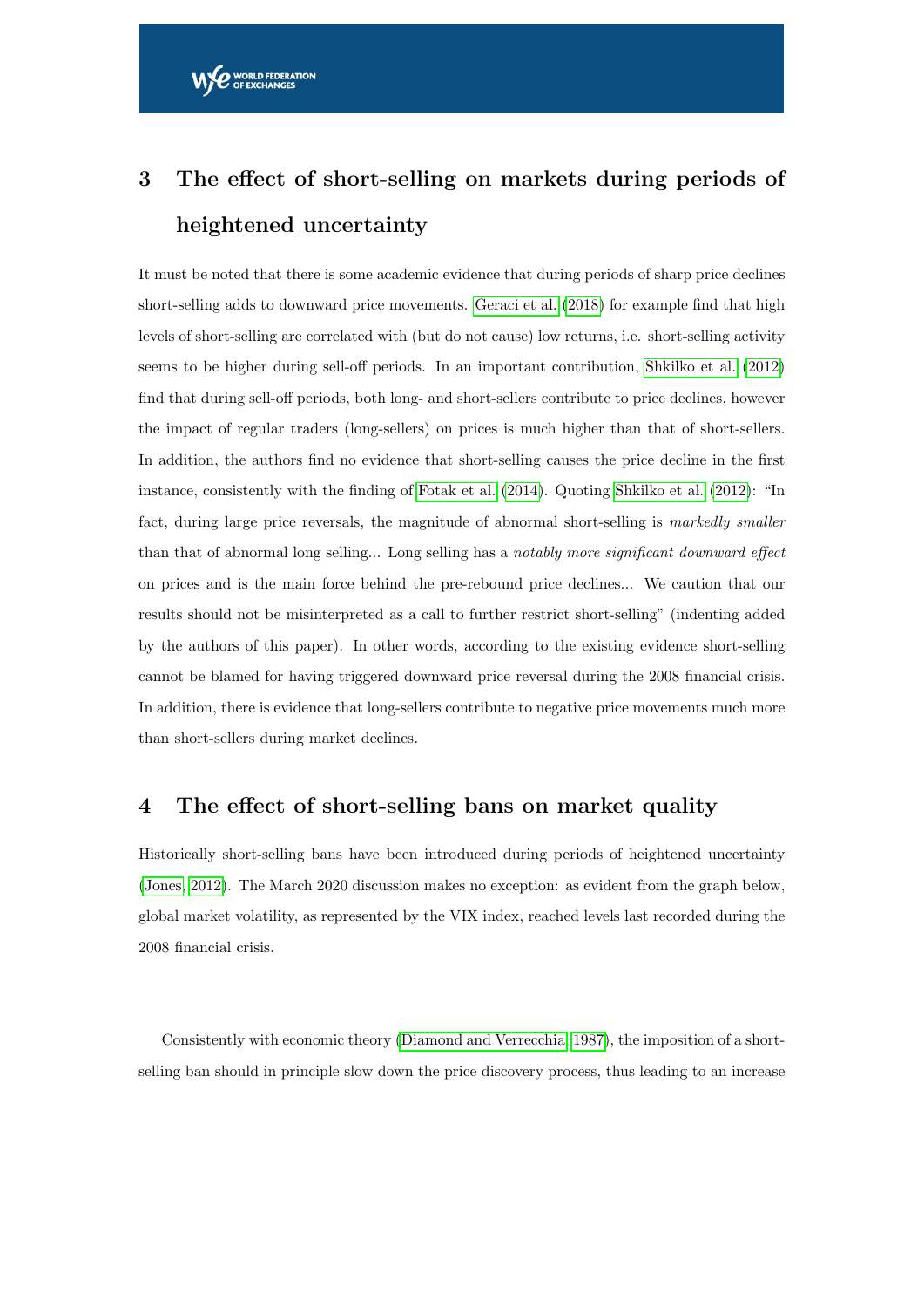## 3 The effect of short-selling on markets during periods of heightened uncertainty

It must be noted that there is some academic evidence that during periods of sharp price declines short-selling adds to downward price movements. Geraci et al. (2018) for example find that high levels of short-selling are correlated with (but do not cause) low returns, i.e. short-selling activity seems to be higher during sell-off periods. In an important contribution, Shkilko et al. (2012) find that during sell-off periods, both long- and short-sellers contribute to price declines, however the impact of regular traders (long-sellers) on prices is much higher than that of short-sellers. In addition, the authors find no evidence that short-selling causes the price decline in the first instance, consistently with the finding of Fotak et al. (2014). Quoting Shkilko et al. (2012): "In fact, during large price reversals, the magnitude of abnormal short-selling is *markedly smaller* than that of abnormal long selling... Long selling has a *notably more significant downward effect* on prices and is the main force behind the pre-rebound price declines... We caution that our results should not be misinterpreted as a call to further restrict short-selling" (indenting added by the authors of this paper). In other words, according to the existing evidence short-selling cannot be blamed for having triggered downward price reversal during the 2008 financial crisis. In addition, there is evidence that long-sellers contribute to negative price movements much more than short-sellers during market declines.

## 4 The effect of short-selling bans on market quality

Historically short-selling bans have been introduced during periods of heightened uncertainty (Jones, 2012). The March 2020 discussion makes no exception: as evident from the graph below, global market volatility, as represented by the VIX index, reached levels last recorded during the 2008 financial crisis.

Consistently with economic theory (Diamond and Verrecchia, 1987), the imposition of a short-selling ban should in principle slow down the price discovery process, thus leading to an increase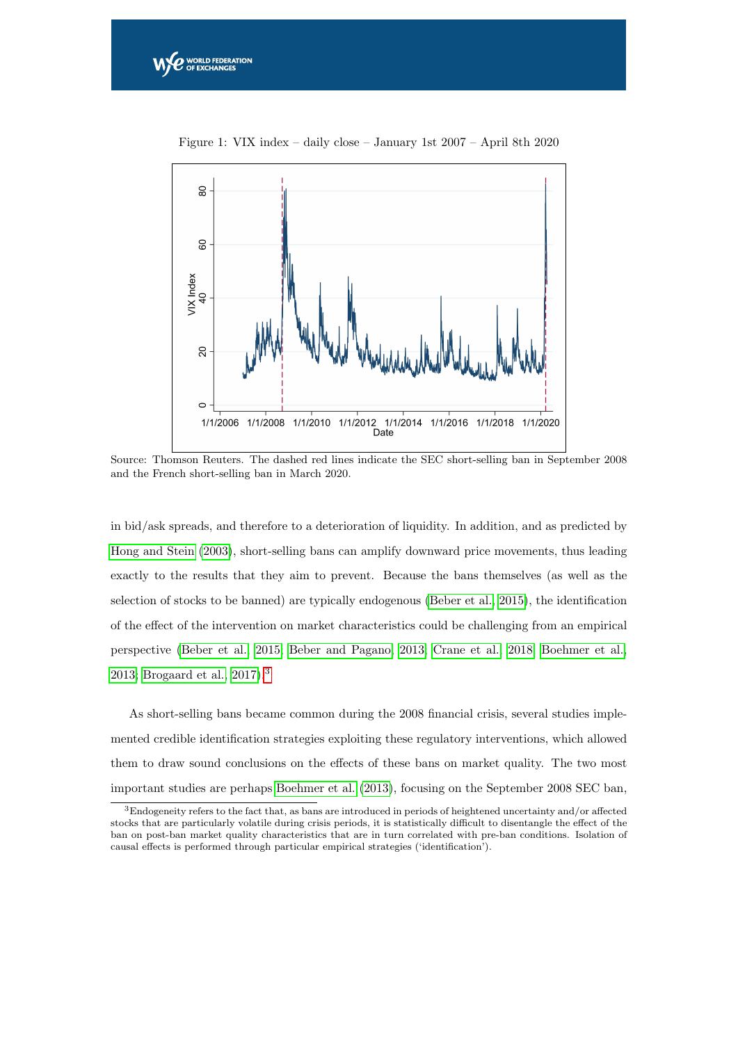Figure 1: VIX index – daily close – January 1st 2007 – April 8th 2020

Source: Thomson Reuters. The dashed red lines indicate the SEC short-selling ban in September 2008 and the French short-selling ban in March 2020.

in bid/ask spreads, and therefore to a deterioration of liquidity. In addition, and as predicted by Hong and Stein (2003), short-selling bans can amplify downward price movements, thus leading exactly to the results that they aim to prevent. Because the bans themselves (as well as the selection of stocks to be banned) are typically endogenous (Beber et al., 2015), the identification of the effect of the intervention on market characteristics could be challenging from an empirical perspective (Beber et al., 2015; Beber and Pagano, 2013; Crane et al., 2018; Boehmer et al., 2013; Brogaard et al., 2017).[3]

As short-selling bans became common during the 2008 financial crisis, several studies implemented credible identification strategies exploiting these regulatory interventions, which allowed them to draw sound conclusions on the effects of these bans on market quality. The two most important studies are perhaps Boehmer et al. (2013), focusing on the September 2008 SEC ban,

[3] Endogeneity refers to the fact that, as bans are introduced in periods of heightened uncertainty and/or affected stocks that are particularly volatile during crisis periods, it is statistically difficult to disentangle the effect of the ban on post-ban market quality characteristics that are in turn correlated with pre-ban conditions. Isolation of causal effects is performed through particular empirical strategies ('identification').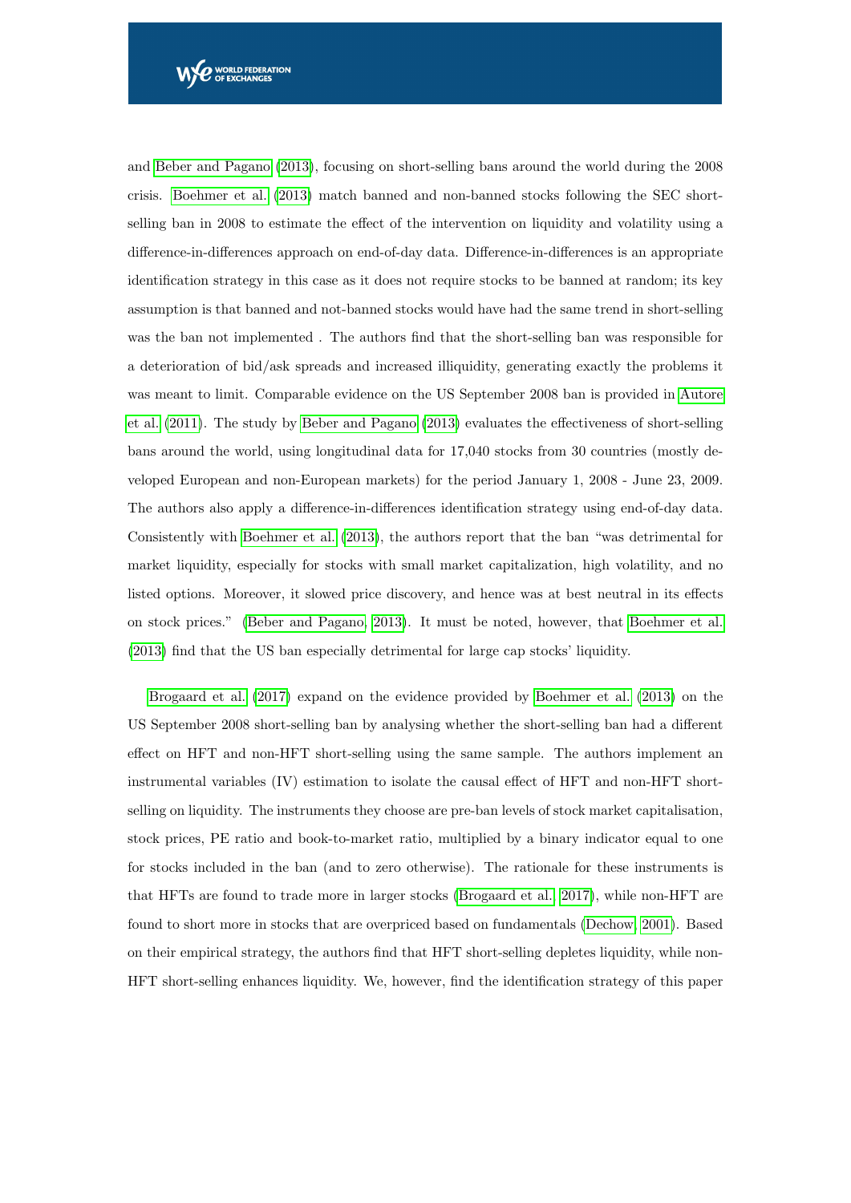and Beber and Pagano (2013), focusing on short-selling bans around the world during the 2008 crisis. Boehmer et al. (2013) match banned and non-banned stocks following the SEC short-selling ban in 2008 to estimate the effect of the intervention on liquidity and volatility using a difference-in-differences approach on end-of-day data. Difference-in-differences is an appropriate identification strategy in this case as it does not require stocks to be banned at random; its key assumption is that banned and not-banned stocks would have had the same trend in short-selling was the ban not implemented . The authors find that the short-selling ban was responsible for a deterioration of bid/ask spreads and increased illiquidity, generating exactly the problems it was meant to limit. Comparable evidence on the US September 2008 ban is provided in Autore et al. (2011). The study by Beber and Pagano (2013) evaluates the effectiveness of short-selling bans around the world, using longitudinal data for 17,040 stocks from 30 countries (mostly developed European and non-European markets) for the period January 1, 2008 - June 23, 2009. The authors also apply a difference-in-differences identification strategy using end-of-day data. Consistently with Boehmer et al. (2013), the authors report that the ban "was detrimental for market liquidity, especially for stocks with small market capitalization, high volatility, and no listed options. Moreover, it slowed price discovery, and hence was at best neutral in its effects on stock prices." (Beber and Pagano, 2013). It must be noted, however, that Boehmer et al. (2013) find that the US ban especially detrimental for large cap stocks' liquidity.

Brogaard et al. (2017) expand on the evidence provided by Boehmer et al. (2013) on the US September 2008 short-selling ban by analysing whether the short-selling ban had a different effect on HFT and non-HFT short-selling using the same sample. The authors implement an instrumental variables (IV) estimation to isolate the causal effect of HFT and non-HFT short-selling on liquidity. The instruments they choose are pre-ban levels of stock market capitalisation, stock prices, PE ratio and book-to-market ratio, multiplied by a binary indicator equal to one for stocks included in the ban (and to zero otherwise). The rationale for these instruments is that HFTs are found to trade more in larger stocks (Brogaard et al., 2017), while non-HFT are found to short more in stocks that are overpriced based on fundamentals (Dechow, 2001). Based on their empirical strategy, the authors find that HFT short-selling depletes liquidity, while non-HFT short-selling enhances liquidity. We, however, find the identification strategy of this paper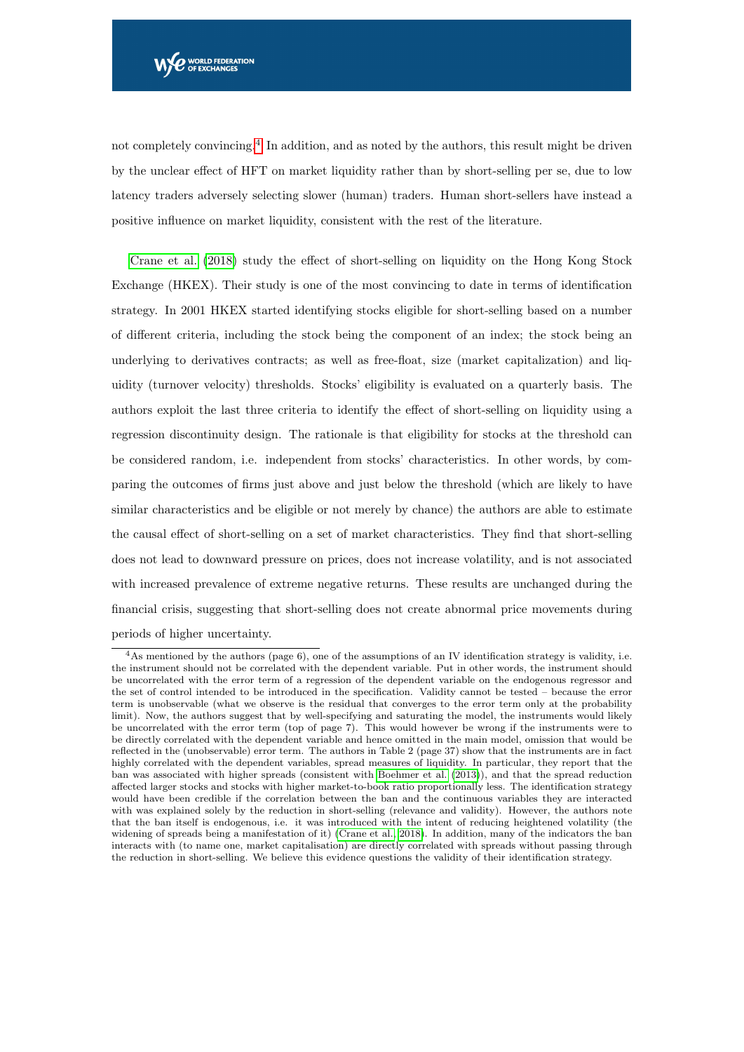not completely convincing.[4] In addition, and as noted by the authors, this result might be driven by the unclear effect of HFT on market liquidity rather than by short-selling per se, due to low latency traders adversely selecting slower (human) traders. Human short-sellers have instead a positive influence on market liquidity, consistent with the rest of the literature.

Crane et al. (2018) study the effect of short-selling on liquidity on the Hong Kong Stock Exchange (HKEX). Their study is one of the most convincing to date in terms of identification strategy. In 2001 HKEX started identifying stocks eligible for short-selling based on a number of different criteria, including the stock being the component of an index; the stock being an underlying to derivatives contracts; as well as free-float, size (market capitalization) and liquidity (turnover velocity) thresholds. Stocks' eligibility is evaluated on a quarterly basis. The authors exploit the last three criteria to identify the effect of short-selling on liquidity using a regression discontinuity design. The rationale is that eligibility for stocks at the threshold can be considered random, i.e. independent from stocks' characteristics. In other words, by comparing the outcomes of firms just above and just below the threshold (which are likely to have similar characteristics and be eligible or not merely by chance) the authors are able to estimate the causal effect of short-selling on a set of market characteristics. They find that short-selling does not lead to downward pressure on prices, does not increase volatility, and is not associated with increased prevalence of extreme negative returns. These results are unchanged during the financial crisis, suggesting that short-selling does not create abnormal price movements during periods of higher uncertainty.

[4] As mentioned by the authors (page 6), one of the assumptions of an IV identification strategy is validity, i.e. the instrument should not be correlated with the dependent variable. Put in other words, the instrument should be uncorrelated with the error term of a regression of the dependent variable on the endogenous regressor and the set of control intended to be introduced in the specification. Validity cannot be tested – because the error term is unobservable (what we observe is the residual that converges to the error term only at the probability limit). Now, the authors suggest that by well-specifying and saturating the model, the instruments would likely be uncorrelated with the error term (top of page 7). This would however be wrong if the instruments were to be directly correlated with the dependent variable and hence omitted in the main model, omission that would be reflected in the (unobservable) error term. The authors in Table 2 (page 37) show that the instruments are in fact highly correlated with the dependent variables, spread measures of liquidity. In particular, they report that the ban was associated with higher spreads (consistent with Boehmer et al. (2013)), and that the spread reduction affected larger stocks and stocks with higher market-to-book ratio proportionally less. The identification strategy would have been credible if the correlation between the ban and the continuous variables they are interacted with was explained solely by the reduction in short-selling (relevance and validity). However, the authors note that the ban itself is endogenous, i.e. it was introduced with the intent of reducing heightened volatility (the widening of spreads being a manifestation of it) (Crane et al., 2018). In addition, many of the indicators the ban interacts with (to name one, market capitalisation) are directly correlated with spreads without passing through the reduction in short-selling. We believe this evidence questions the validity of their identification strategy.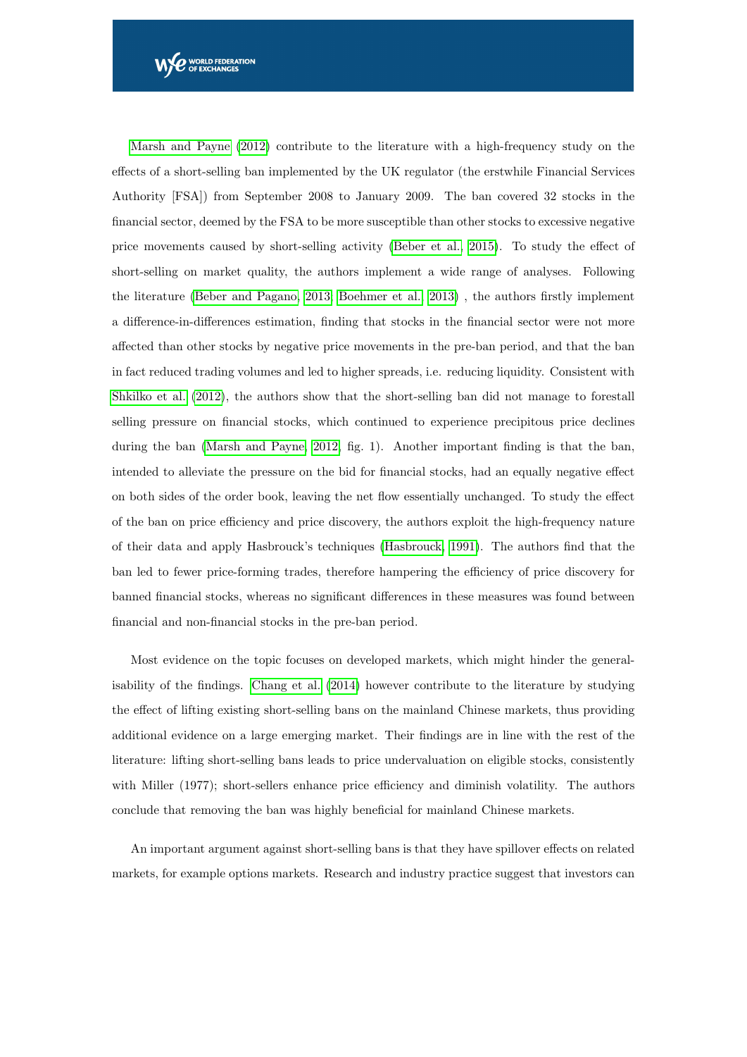Marsh and Payne (2012) contribute to the literature with a high-frequency study on the effects of a short-selling ban implemented by the UK regulator (the erstwhile Financial Services Authority [FSA]) from September 2008 to January 2009. The ban covered 32 stocks in the financial sector, deemed by the FSA to be more susceptible than other stocks to excessive negative price movements caused by short-selling activity (Beber et al., 2015). To study the effect of short-selling on market quality, the authors implement a wide range of analyses. Following the literature (Beber and Pagano, 2013; Boehmer et al., 2013) , the authors firstly implement a difference-in-differences estimation, finding that stocks in the financial sector were not more affected than other stocks by negative price movements in the pre-ban period, and that the ban in fact reduced trading volumes and led to higher spreads, i.e. reducing liquidity. Consistent with Shkilko et al. (2012), the authors show that the short-selling ban did not manage to forestall selling pressure on financial stocks, which continued to experience precipitous price declines during the ban (Marsh and Payne, 2012, fig. 1). Another important finding is that the ban, intended to alleviate the pressure on the bid for financial stocks, had an equally negative effect on both sides of the order book, leaving the net flow essentially unchanged. To study the effect of the ban on price efficiency and price discovery, the authors exploit the high-frequency nature of their data and apply Hasbrouck's techniques (Hasbrouck, 1991). The authors find that the ban led to fewer price-forming trades, therefore hampering the efficiency of price discovery for banned financial stocks, whereas no significant differences in these measures was found between financial and non-financial stocks in the pre-ban period.

Most evidence on the topic focuses on developed markets, which might hinder the generalisability of the findings. Chang et al. (2014) however contribute to the literature by studying the effect of lifting existing short-selling bans on the mainland Chinese markets, thus providing additional evidence on a large emerging market. Their findings are in line with the rest of the literature: lifting short-selling bans leads to price undervaluation on eligible stocks, consistently with Miller (1977); short-sellers enhance price efficiency and diminish volatility. The authors conclude that removing the ban was highly beneficial for mainland Chinese markets.

An important argument against short-selling bans is that they have spillover effects on related markets, for example options markets. Research and industry practice suggest that investors can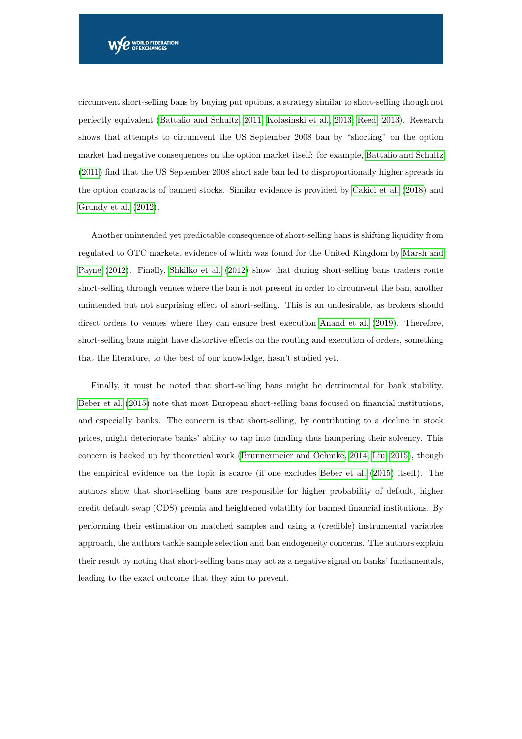circumvent short-selling bans by buying put options, a strategy similar to short-selling though not perfectly equivalent (Battalio and Schultz, 2011; Kolasinski et al., 2013; Reed, 2013). Research shows that attempts to circumvent the US September 2008 ban by "shorting" on the option market had negative consequences on the option market itself: for example, Battalio and Schultz (2011) find that the US September 2008 short sale ban led to disproportionally higher spreads in the option contracts of banned stocks. Similar evidence is provided by Cakici et al. (2018) and Grundy et al. (2012).

Another unintended yet predictable consequence of short-selling bans is shifting liquidity from regulated to OTC markets, evidence of which was found for the United Kingdom by Marsh and Payne (2012). Finally, Shkilko et al. (2012) show that during short-selling bans traders route short-selling through venues where the ban is not present in order to circumvent the ban, another unintended but not surprising effect of short-selling. This is an undesirable, as brokers should direct orders to venues where they can ensure best execution Anand et al. (2019). Therefore, short-selling bans might have distortive effects on the routing and execution of orders, something that the literature, to the best of our knowledge, hasn't studied yet.

Finally, it must be noted that short-selling bans might be detrimental for bank stability. Beber et al. (2015) note that most European short-selling bans focused on financial institutions, and especially banks. The concern is that short-selling, by contributing to a decline in stock prices, might deteriorate banks' ability to tap into funding thus hampering their solvency. This concern is backed up by theoretical work (Brunnermeier and Oehmke, 2014; Liu, 2015), though the empirical evidence on the topic is scarce (if one excludes Beber et al. (2015) itself). The authors show that short-selling bans are responsible for higher probability of default, higher credit default swap (CDS) premia and heightened volatility for banned financial institutions. By performing their estimation on matched samples and using a (credible) instrumental variables approach, the authors tackle sample selection and ban endogeneity concerns. The authors explain their result by noting that short-selling bans may act as a negative signal on banks' fundamentals, leading to the exact outcome that they aim to prevent.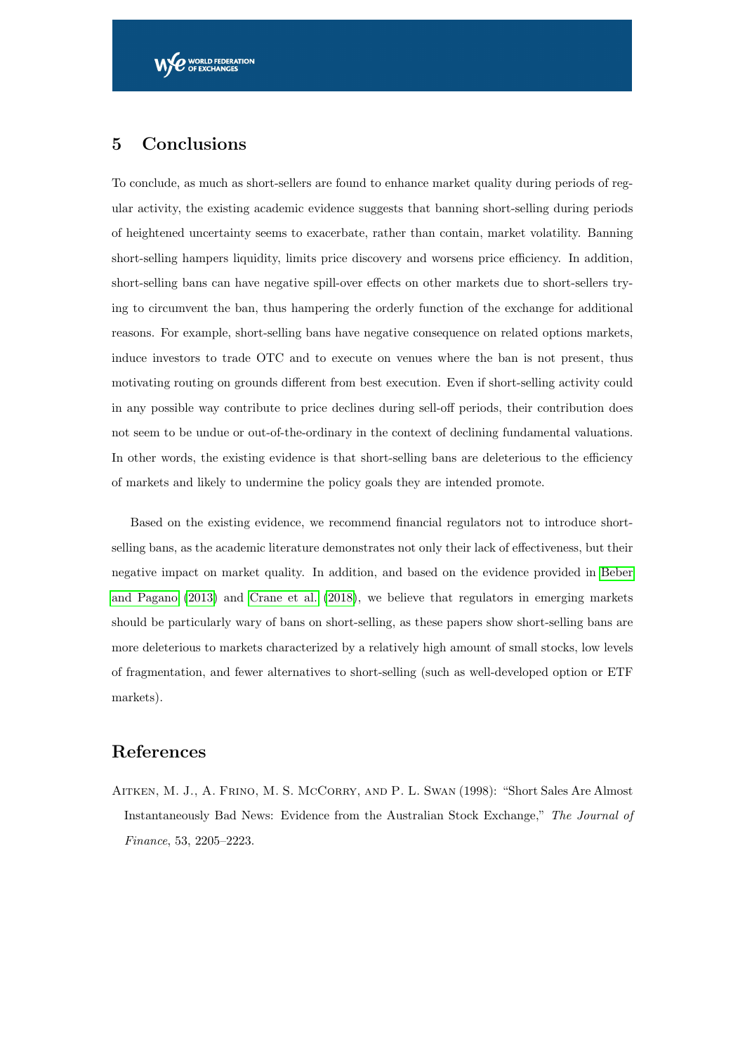## 5 Conclusions

To conclude, as much as short-sellers are found to enhance market quality during periods of regular activity, the existing academic evidence suggests that banning short-selling during periods of heightened uncertainty seems to exacerbate, rather than contain, market volatility. Banning short-selling hampers liquidity, limits price discovery and worsens price efficiency. In addition, short-selling bans can have negative spill-over effects on other markets due to short-sellers trying to circumvent the ban, thus hampering the orderly function of the exchange for additional reasons. For example, short-selling bans have negative consequence on related options markets, induce investors to trade OTC and to execute on venues where the ban is not present, thus motivating routing on grounds different from best execution. Even if short-selling activity could in any possible way contribute to price declines during sell-off periods, their contribution does not seem to be undue or out-of-the-ordinary in the context of declining fundamental valuations. In other words, the existing evidence is that short-selling bans are deleterious to the efficiency of markets and likely to undermine the policy goals they are intended promote.

Based on the existing evidence, we recommend financial regulators not to introduce short-selling bans, as the academic literature demonstrates not only their lack of effectiveness, but their negative impact on market quality. In addition, and based on the evidence provided in Beber and Pagano (2013) and Crane et al. (2018), we believe that regulators in emerging markets should be particularly wary of bans on short-selling, as these papers show short-selling bans are more deleterious to markets characterized by a relatively high amount of small stocks, low levels of fragmentation, and fewer alternatives to short-selling (such as well-developed option or ETF markets).

## References

Aitken, M. J., A. Frino, M. S. McCorry, and P. L. Swan (1998): "Short Sales Are Almost Instantaneously Bad News: Evidence from the Australian Stock Exchange," *The Journal of Finance*, 53, 2205–2223.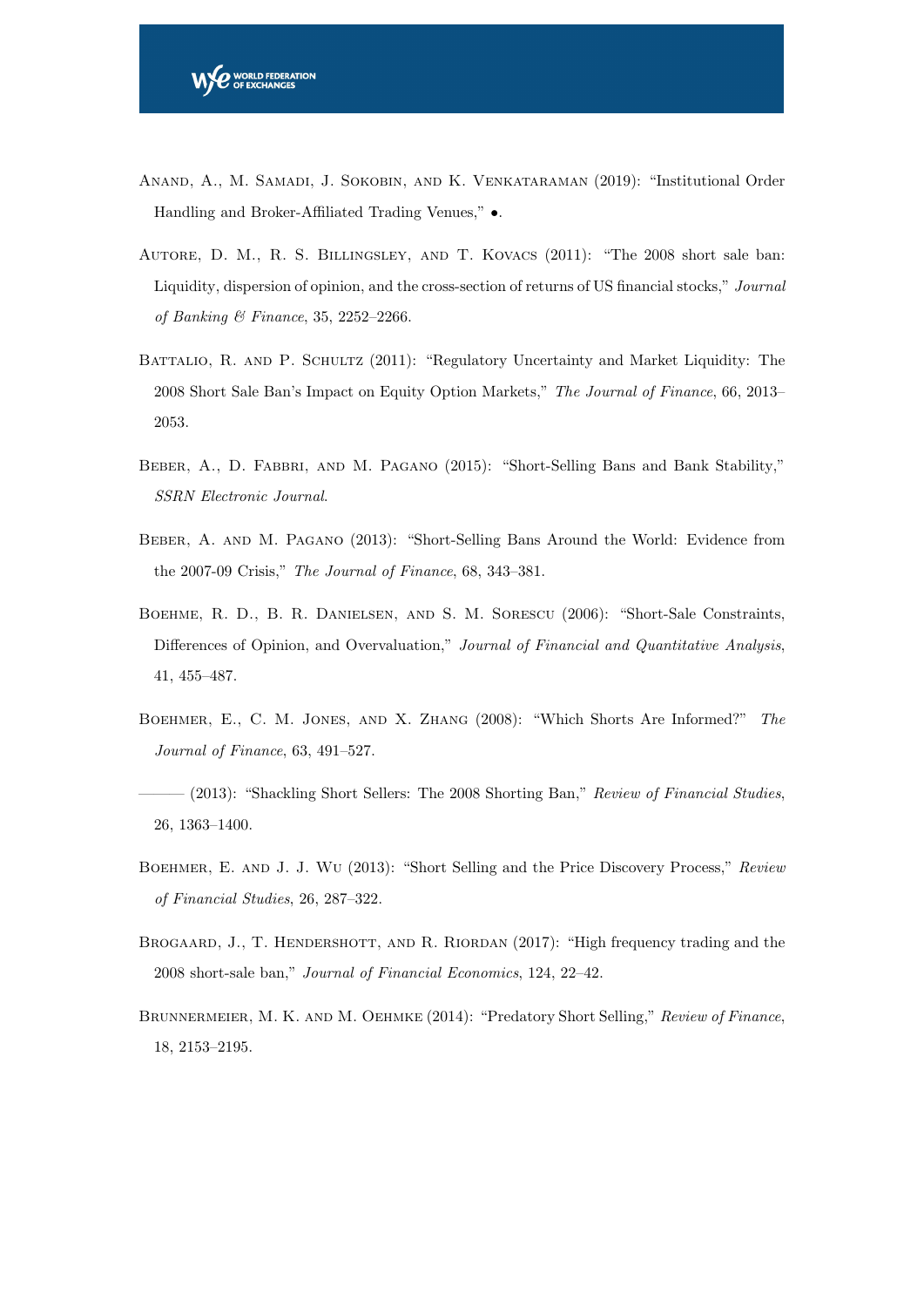Anand, A., M. Samadi, J. Sokobin, and K. Venkataraman (2019): "Institutional Order Handling and Broker-Affiliated Trading Venues," •.

Autore, D. M., R. S. Billingsley, and T. Kovacs (2011): "The 2008 short sale ban: Liquidity, dispersion of opinion, and the cross-section of returns of US financial stocks," *Journal of Banking & Finance*, 35, 2252–2266.

Battalio, R. and P. Schultz (2011): "Regulatory Uncertainty and Market Liquidity: The 2008 Short Sale Ban's Impact on Equity Option Markets," *The Journal of Finance*, 66, 2013–2053.

Beber, A., D. Fabbri, and M. Pagano (2015): "Short-Selling Bans and Bank Stability," *SSRN Electronic Journal*.

Beber, A. and M. Pagano (2013): "Short-Selling Bans Around the World: Evidence from the 2007-09 Crisis," *The Journal of Finance*, 68, 343–381.

Boehme, R. D., B. R. Danielsen, and S. M. Sorescu (2006): "Short-Sale Constraints, Differences of Opinion, and Overvaluation," *Journal of Financial and Quantitative Analysis*, 41, 455–487.

Boehmer, E., C. M. Jones, and X. Zhang (2008): "Which Shorts Are Informed?" *The Journal of Finance*, 63, 491–527.

——— (2013): "Shackling Short Sellers: The 2008 Shorting Ban," *Review of Financial Studies*, 26, 1363–1400.

Boehmer, E. and J. J. Wu (2013): "Short Selling and the Price Discovery Process," *Review of Financial Studies*, 26, 287–322.

Brogaard, J., T. Hendershott, and R. Riordan (2017): "High frequency trading and the 2008 short-sale ban," *Journal of Financial Economics*, 124, 22–42.

Brunnermeier, M. K. and M. Oehmke (2014): "Predatory Short Selling," *Review of Finance*, 18, 2153–2195.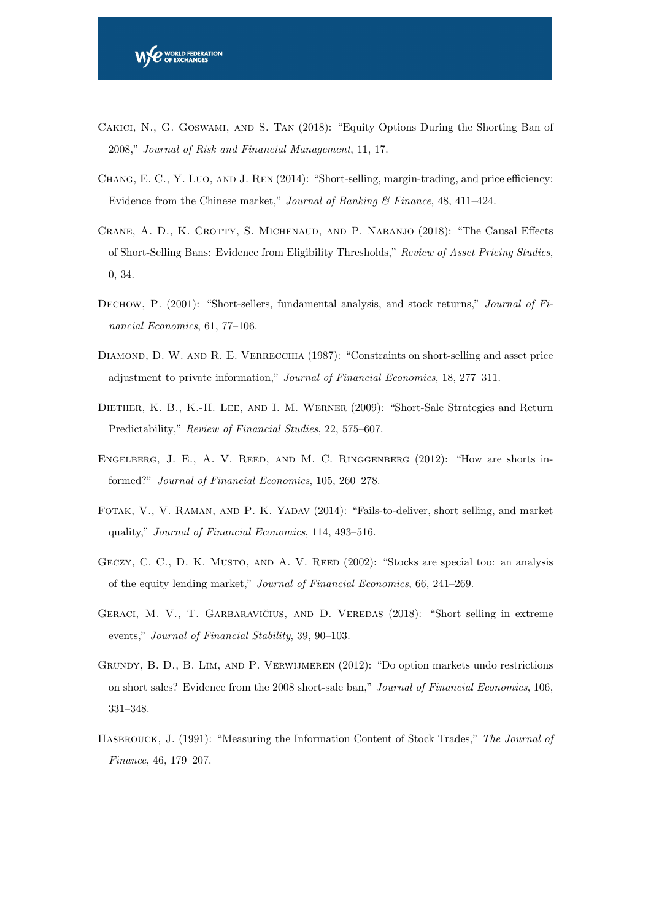Cakici, N., G. Goswami, and S. Tan (2018): "Equity Options During the Shorting Ban of 2008," *Journal of Risk and Financial Management*, 11, 17.

Chang, E. C., Y. Luo, and J. Ren (2014): "Short-selling, margin-trading, and price efficiency: Evidence from the Chinese market," *Journal of Banking & Finance*, 48, 411–424.

Crane, A. D., K. Crotty, S. Michenaud, and P. Naranjo (2018): "The Causal Effects of Short-Selling Bans: Evidence from Eligibility Thresholds," *Review of Asset Pricing Studies*, 0, 34.

Dechow, P. (2001): "Short-sellers, fundamental analysis, and stock returns," *Journal of Financial Economics*, 61, 77–106.

Diamond, D. W. and R. E. Verrecchia (1987): "Constraints on short-selling and asset price adjustment to private information," *Journal of Financial Economics*, 18, 277–311.

Diether, K. B., K.-H. Lee, and I. M. Werner (2009): "Short-Sale Strategies and Return Predictability," *Review of Financial Studies*, 22, 575–607.

Engelberg, J. E., A. V. Reed, and M. C. Ringgenberg (2012): "How are shorts informed?" *Journal of Financial Economics*, 105, 260–278.

Fotak, V., V. Raman, and P. K. Yadav (2014): "Fails-to-deliver, short selling, and market quality," *Journal of Financial Economics*, 114, 493–516.

Geczy, C. C., D. K. Musto, and A. V. Reed (2002): "Stocks are special too: an analysis of the equity lending market," *Journal of Financial Economics*, 66, 241–269.

Geraci, M. V., T. Garbaravičius, and D. Veredas (2018): "Short selling in extreme events," *Journal of Financial Stability*, 39, 90–103.

Grundy, B. D., B. Lim, and P. Verwijmeren (2012): "Do option markets undo restrictions on short sales? Evidence from the 2008 short-sale ban," *Journal of Financial Economics*, 106, 331–348.

Hasbrouck, J. (1991): "Measuring the Information Content of Stock Trades," *The Journal of Finance*, 46, 179–207.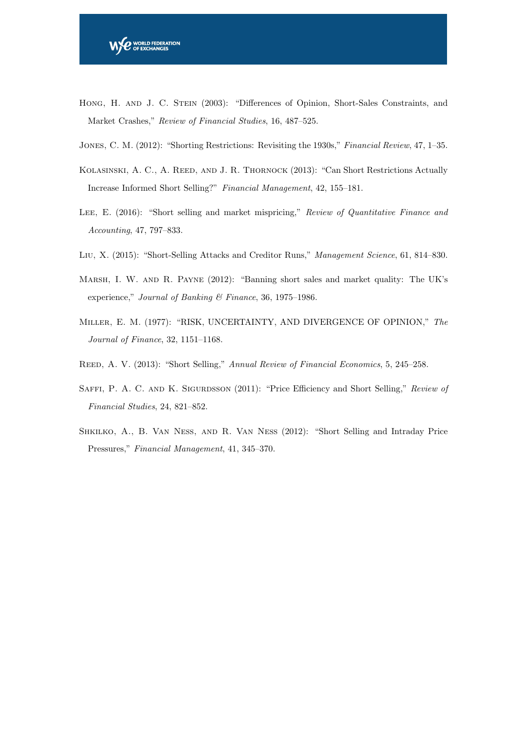Hong, H. and J. C. Stein (2003): "Differences of Opinion, Short-Sales Constraints, and Market Crashes," *Review of Financial Studies*, 16, 487–525.

Jones, C. M. (2012): "Shorting Restrictions: Revisiting the 1930s," *Financial Review*, 47, 1–35.

Kolasinski, A. C., A. Reed, and J. R. Thornock (2013): "Can Short Restrictions Actually Increase Informed Short Selling?" *Financial Management*, 42, 155–181.

Lee, E. (2016): "Short selling and market mispricing," *Review of Quantitative Finance and Accounting*, 47, 797–833.

Liu, X. (2015): "Short-Selling Attacks and Creditor Runs," *Management Science*, 61, 814–830.

Marsh, I. W. and R. Payne (2012): "Banning short sales and market quality: The UK's experience," *Journal of Banking & Finance*, 36, 1975–1986.

Miller, E. M. (1977): "RISK, UNCERTAINTY, AND DIVERGENCE OF OPINION," *The Journal of Finance*, 32, 1151–1168.

Reed, A. V. (2013): "Short Selling," *Annual Review of Financial Economics*, 5, 245–258.

Saffi, P. A. C. and K. Sigurdsson (2011): "Price Efficiency and Short Selling," *Review of Financial Studies*, 24, 821–852.

Shkilko, A., B. Van Ness, and R. Van Ness (2012): "Short Selling and Intraday Price Pressures," *Financial Management*, 41, 345–370.